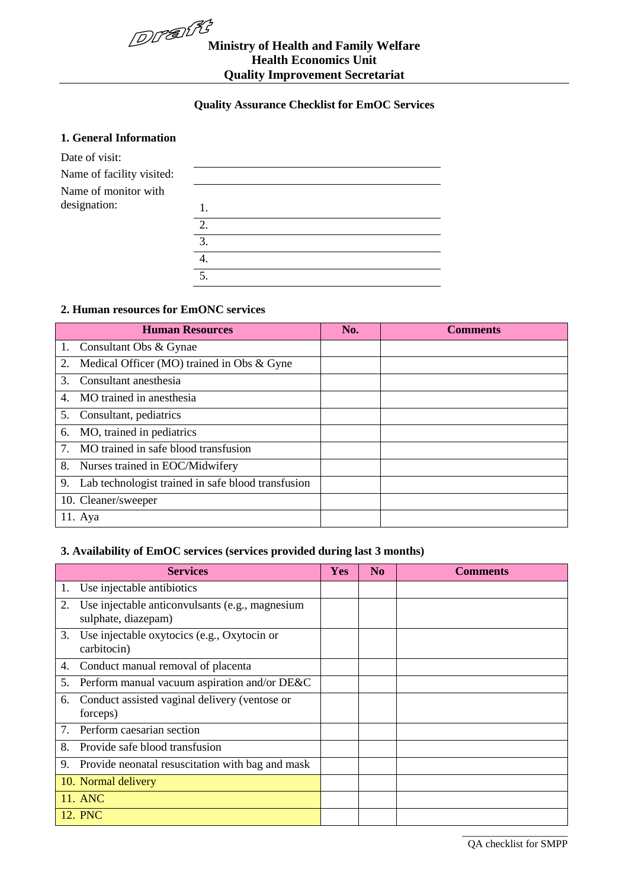Draft

**Ministry of Health and Family Welfare**
**Health Economics Unit**
**Quality Improvement Secretariat**

**Quality Assurance Checklist for EmOC Services**

### 1. General Information

Date of visit: ______________________

Name of facility visited: ______________________

Name of monitor with designation:

1. ______________________
2. ______________________
3. ______________________
4. ______________________
5. ______________________

### 2. Human resources for EmONC services

| Human Resources | No. | Comments |
|---|---|---|
| 1. Consultant Obs & Gynae | | |
| 2. Medical Officer (MO) trained in Obs & Gyne | | |
| 3. Consultant anesthesia | | |
| 4. MO trained in anesthesia | | |
| 5. Consultant, pediatrics | | |
| 6. MO, trained in pediatrics | | |
| 7. MO trained in safe blood transfusion | | |
| 8. Nurses trained in EOC/Midwifery | | |
| 9. Lab technologist trained in safe blood transfusion | | |
| 10. Cleaner/sweeper | | |
| 11. Aya | | |

### 3. Availability of EmOC services (services provided during last 3 months)

| Services | Yes | No | Comments |
|---|---|---|---|
| 1. Use injectable antibiotics | | | |
| 2. Use injectable anticonvulsants (e.g., magnesium sulphate, diazepam) | | | |
| 3. Use injectable oxytocics (e.g., Oxytocin or carbitocin) | | | |
| 4. Conduct manual removal of placenta | | | |
| 5. Perform manual vacuum aspiration and/or DE&C | | | |
| 6. Conduct assisted vaginal delivery (ventose or forceps) | | | |
| 7. Perform caesarian section | | | |
| 8. Provide safe blood transfusion | | | |
| 9. Provide neonatal resuscitation with bag and mask | | | |
| 10. Normal delivery | | | |
| 11. ANC | | | |
| 12. PNC | | | |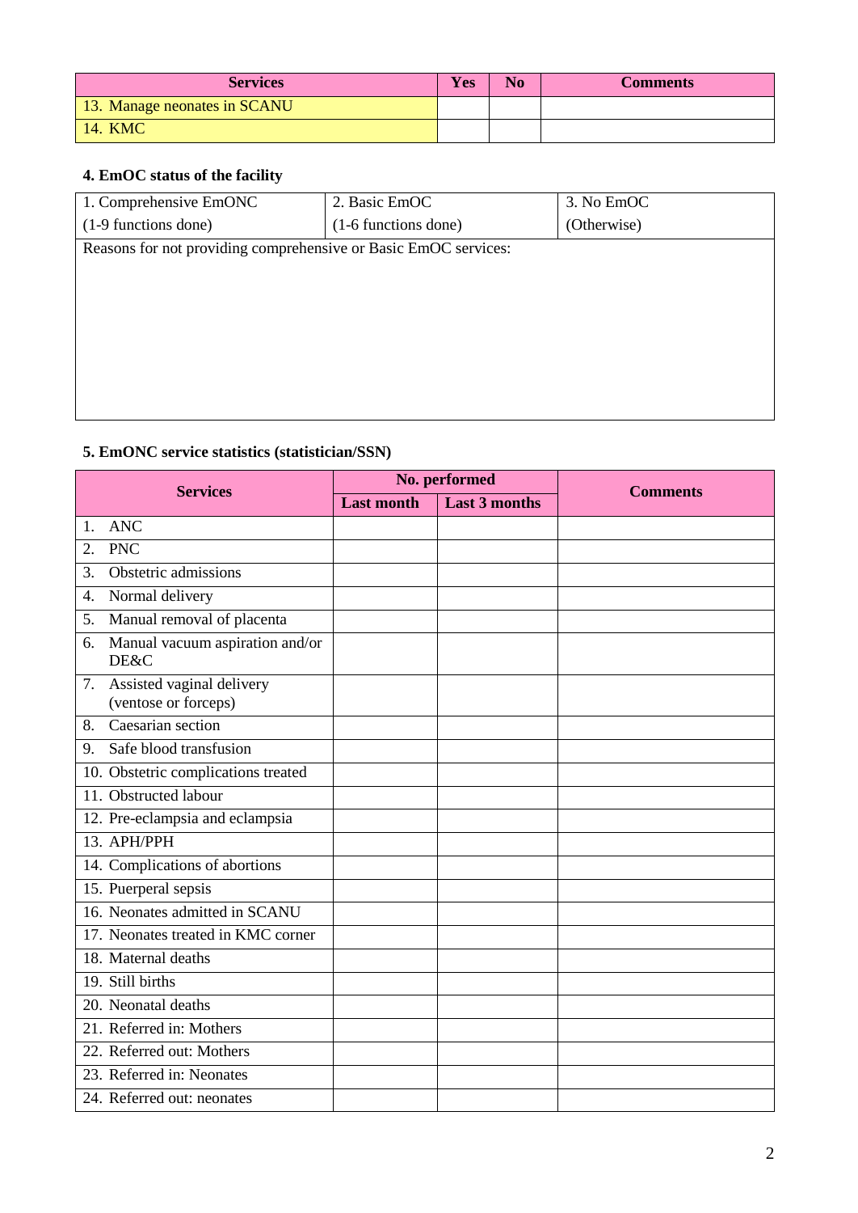| Services | Yes | No | Comments |
| --- | --- | --- | --- |
| 13. Manage neonates in SCANU | | | |
| 14. KMC | | | |

### 4. EmOC status of the facility

| 1. Comprehensive EmONC (1-9 functions done) | 2. Basic EmOC (1-6 functions done) | 3. No EmOC (Otherwise) |
| --- | --- | --- |
| Reasons for not providing comprehensive or Basic EmOC services: | | |

### 5. EmONC service statistics (statistician/SSN)

| Services | No. performed | | Comments |
| --- | --- | --- | --- |
| | Last month | Last 3 months | |
| 1. ANC | | | |
| 2. PNC | | | |
| 3. Obstetric admissions | | | |
| 4. Normal delivery | | | |
| 5. Manual removal of placenta | | | |
| 6. Manual vacuum aspiration and/or DE&C | | | |
| 7. Assisted vaginal delivery (ventose or forceps) | | | |
| 8. Caesarian section | | | |
| 9. Safe blood transfusion | | | |
| 10. Obstetric complications treated | | | |
| 11. Obstructed labour | | | |
| 12. Pre-eclampsia and eclampsia | | | |
| 13. APH/PPH | | | |
| 14. Complications of abortions | | | |
| 15. Puerperal sepsis | | | |
| 16. Neonates admitted in SCANU | | | |
| 17. Neonates treated in KMC corner | | | |
| 18. Maternal deaths | | | |
| 19. Still births | | | |
| 20. Neonatal deaths | | | |
| 21. Referred in: Mothers | | | |
| 22. Referred out: Mothers | | | |
| 23. Referred in: Neonates | | | |
| 24. Referred out: neonates | | | |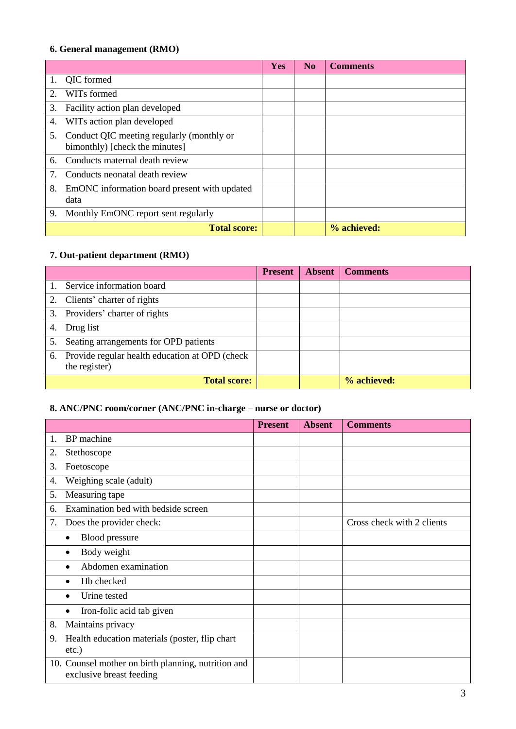### 6. General management (RMO)

| | Yes | No | Comments |
|---|---|---|---|
| 1. QIC formed | | | |
| 2. WITs formed | | | |
| 3. Facility action plan developed | | | |
| 4. WITs action plan developed | | | |
| 5. Conduct QIC meeting regularly (monthly or bimonthly) [check the minutes] | | | |
| 6. Conducts maternal death review | | | |
| 7. Conducts neonatal death review | | | |
| 8. EmONC information board present with updated data | | | |
| 9. Monthly EmONC report sent regularly | | | |
| **Total score:** | | | **% achieved:** |

### 7. Out-patient department (RMO)

| | Present | Absent | Comments |
|---|---|---|---|
| 1. Service information board | | | |
| 2. Clients' charter of rights | | | |
| 3. Providers' charter of rights | | | |
| 4. Drug list | | | |
| 5. Seating arrangements for OPD patients | | | |
| 6. Provide regular health education at OPD (check the register) | | | |
| **Total score:** | | | **% achieved:** |

### 8. ANC/PNC room/corner (ANC/PNC in-charge – nurse or doctor)

| | Present | Absent | Comments |
|---|---|---|---|
| 1. BP machine | | | |
| 2. Stethoscope | | | |
| 3. Foetoscope | | | |
| 4. Weighing scale (adult) | | | |
| 5. Measuring tape | | | |
| 6. Examination bed with bedside screen | | | |
| 7. Does the provider check: | | | Cross check with 2 clients |
| • Blood pressure | | | |
| • Body weight | | | |
| • Abdomen examination | | | |
| • Hb checked | | | |
| • Urine tested | | | |
| • Iron-folic acid tab given | | | |
| 8. Maintains privacy | | | |
| 9. Health education materials (poster, flip chart etc.) | | | |
| 10. Counsel mother on birth planning, nutrition and exclusive breast feeding | | | |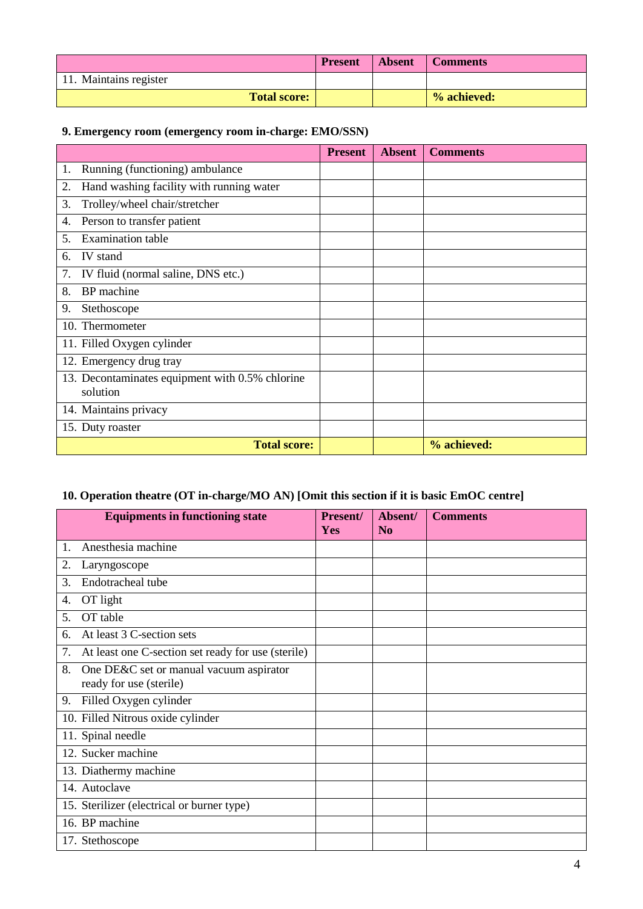| | Present | Absent | Comments |
|---|---|---|---|
| 11. Maintains register | | | |
| **Total score:** | | | **% achieved:** |

### 9. Emergency room (emergency room in-charge: EMO/SSN)

| | Present | Absent | Comments |
|---|---|---|---|
| 1. Running (functioning) ambulance | | | |
| 2. Hand washing facility with running water | | | |
| 3. Trolley/wheel chair/stretcher | | | |
| 4. Person to transfer patient | | | |
| 5. Examination table | | | |
| 6. IV stand | | | |
| 7. IV fluid (normal saline, DNS etc.) | | | |
| 8. BP machine | | | |
| 9. Stethoscope | | | |
| 10. Thermometer | | | |
| 11. Filled Oxygen cylinder | | | |
| 12. Emergency drug tray | | | |
| 13. Decontaminates equipment with 0.5% chlorine solution | | | |
| 14. Maintains privacy | | | |
| 15. Duty roaster | | | |
| **Total score:** | | | **% achieved:** |

### 10. Operation theatre (OT in-charge/MO AN) [Omit this section if it is basic EmOC centre]

| Equipments in functioning state | Present/ Yes | Absent/ No | Comments |
|---|---|---|---|
| 1. Anesthesia machine | | | |
| 2. Laryngoscope | | | |
| 3. Endotracheal tube | | | |
| 4. OT light | | | |
| 5. OT table | | | |
| 6. At least 3 C-section sets | | | |
| 7. At least one C-section set ready for use (sterile) | | | |
| 8. One DE&C set or manual vacuum aspirator ready for use (sterile) | | | |
| 9. Filled Oxygen cylinder | | | |
| 10. Filled Nitrous oxide cylinder | | | |
| 11. Spinal needle | | | |
| 12. Sucker machine | | | |
| 13. Diathermy machine | | | |
| 14. Autoclave | | | |
| 15. Sterilizer (electrical or burner type) | | | |
| 16. BP machine | | | |
| 17. Stethoscope | | | |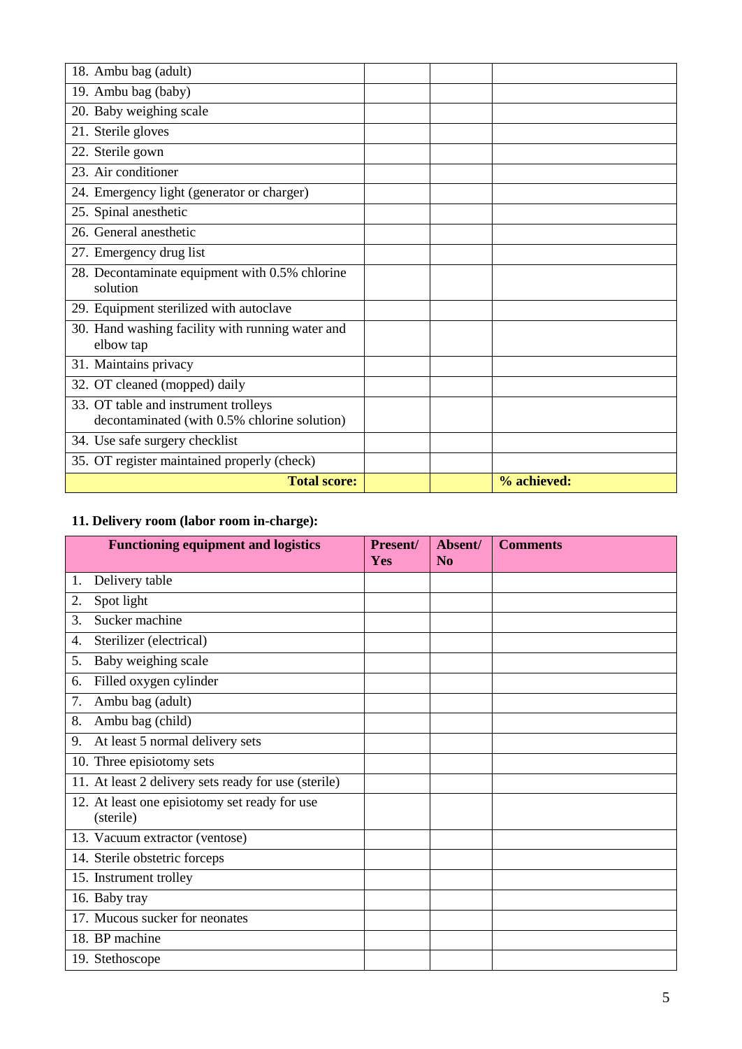| | | | |
|---|---|---|---|
| 18. Ambu bag (adult) | | | |
| 19. Ambu bag (baby) | | | |
| 20. Baby weighing scale | | | |
| 21. Sterile gloves | | | |
| 22. Sterile gown | | | |
| 23. Air conditioner | | | |
| 24. Emergency light (generator or charger) | | | |
| 25. Spinal anesthetic | | | |
| 26. General anesthetic | | | |
| 27. Emergency drug list | | | |
| 28. Decontaminate equipment with 0.5% chlorine solution | | | |
| 29. Equipment sterilized with autoclave | | | |
| 30. Hand washing facility with running water and elbow tap | | | |
| 31. Maintains privacy | | | |
| 32. OT cleaned (mopped) daily | | | |
| 33. OT table and instrument trolleys decontaminated (with 0.5% chlorine solution) | | | |
| 34. Use safe surgery checklist | | | |
| 35. OT register maintained properly (check) | | | |
| **Total score:** | | | **% achieved:** |

### 11. Delivery room (labor room in-charge):

| **Functioning equipment and logistics** | **Present/ Yes** | **Absent/ No** | **Comments** |
|---|---|---|---|
| 1. Delivery table | | | |
| 2. Spot light | | | |
| 3. Sucker machine | | | |
| 4. Sterilizer (electrical) | | | |
| 5. Baby weighing scale | | | |
| 6. Filled oxygen cylinder | | | |
| 7. Ambu bag (adult) | | | |
| 8. Ambu bag (child) | | | |
| 9. At least 5 normal delivery sets | | | |
| 10. Three episiotomy sets | | | |
| 11. At least 2 delivery sets ready for use (sterile) | | | |
| 12. At least one episiotomy set ready for use (sterile) | | | |
| 13. Vacuum extractor (ventose) | | | |
| 14. Sterile obstetric forceps | | | |
| 15. Instrument trolley | | | |
| 16. Baby tray | | | |
| 17. Mucous sucker for neonates | | | |
| 18. BP machine | | | |
| 19. Stethoscope | | | |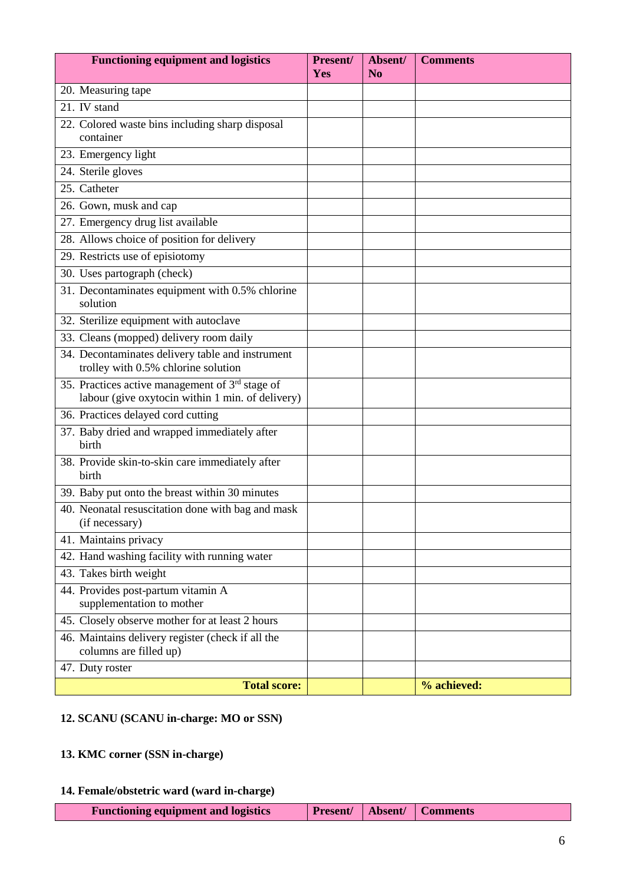| Functioning equipment and logistics | Present/ Yes | Absent/ No | Comments |
|---|---|---|---|
| 20. Measuring tape | | | |
| 21. IV stand | | | |
| 22. Colored waste bins including sharp disposal container | | | |
| 23. Emergency light | | | |
| 24. Sterile gloves | | | |
| 25. Catheter | | | |
| 26. Gown, musk and cap | | | |
| 27. Emergency drug list available | | | |
| 28. Allows choice of position for delivery | | | |
| 29. Restricts use of episiotomy | | | |
| 30. Uses partograph (check) | | | |
| 31. Decontaminates equipment with 0.5% chlorine solution | | | |
| 32. Sterilize equipment with autoclave | | | |
| 33. Cleans (mopped) delivery room daily | | | |
| 34. Decontaminates delivery table and instrument trolley with 0.5% chlorine solution | | | |
| 35. Practices active management of 3rd stage of labour (give oxytocin within 1 min. of delivery) | | | |
| 36. Practices delayed cord cutting | | | |
| 37. Baby dried and wrapped immediately after birth | | | |
| 38. Provide skin-to-skin care immediately after birth | | | |
| 39. Baby put onto the breast within 30 minutes | | | |
| 40. Neonatal resuscitation done with bag and mask (if necessary) | | | |
| 41. Maintains privacy | | | |
| 42. Hand washing facility with running water | | | |
| 43. Takes birth weight | | | |
| 44. Provides post-partum vitamin A supplementation to mother | | | |
| 45. Closely observe mother for at least 2 hours | | | |
| 46. Maintains delivery register (check if all the columns are filled up) | | | |
| 47. Duty roster | | | |
| **Total score:** | | | **% achieved:** |

**12. SCANU (SCANU in-charge: MO or SSN)**

**13. KMC corner (SSN in-charge)**

**14. Female/obstetric ward (ward in-charge)**

| Functioning equipment and logistics | Present/ | Absent/ | Comments |
|---|---|---|---|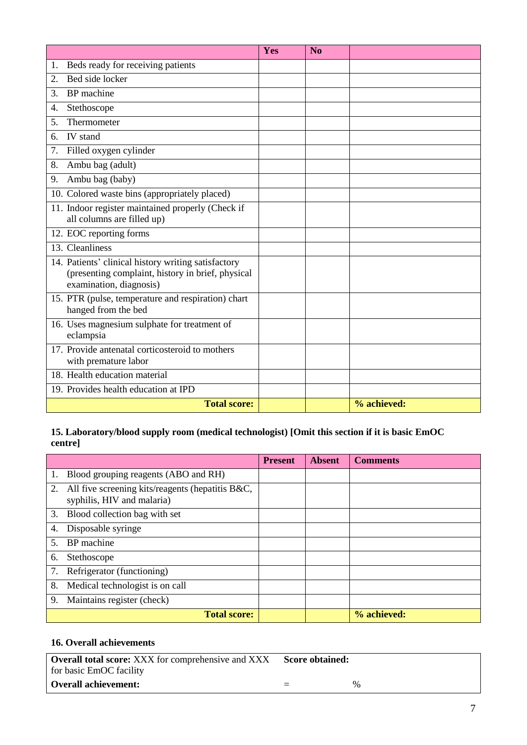| | Yes | No | |
|---|---|---|---|
| 1. Beds ready for receiving patients | | | |
| 2. Bed side locker | | | |
| 3. BP machine | | | |
| 4. Stethoscope | | | |
| 5. Thermometer | | | |
| 6. IV stand | | | |
| 7. Filled oxygen cylinder | | | |
| 8. Ambu bag (adult) | | | |
| 9. Ambu bag (baby) | | | |
| 10. Colored waste bins (appropriately placed) | | | |
| 11. Indoor register maintained properly (Check if all columns are filled up) | | | |
| 12. EOC reporting forms | | | |
| 13. Cleanliness | | | |
| 14. Patients' clinical history writing satisfactory (presenting complaint, history in brief, physical examination, diagnosis) | | | |
| 15. PTR (pulse, temperature and respiration) chart hanged from the bed | | | |
| 16. Uses magnesium sulphate for treatment of eclampsia | | | |
| 17. Provide antenatal corticosteroid to mothers with premature labor | | | |
| 18. Health education material | | | |
| 19. Provides health education at IPD | | | |
| **Total score:** | | | **% achieved:** |

**15. Laboratory/blood supply room (medical technologist) [Omit this section if it is basic EmOC centre]**

| | Present | Absent | Comments |
|---|---|---|---|
| 1. Blood grouping reagents (ABO and RH) | | | |
| 2. All five screening kits/reagents (hepatitis B&C, syphilis, HIV and malaria) | | | |
| 3. Blood collection bag with set | | | |
| 4. Disposable syringe | | | |
| 5. BP machine | | | |
| 6. Stethoscope | | | |
| 7. Refrigerator (functioning) | | | |
| 8. Medical technologist is on call | | | |
| 9. Maintains register (check) | | | |
| **Total score:** | | | **% achieved:** |

**16. Overall achievements**

| | | |
|---|---|---|
| **Overall total score:** XXX for comprehensive and XXX for basic EmOC facility | **Score obtained:** | |
| **Overall achievement:** | = | % |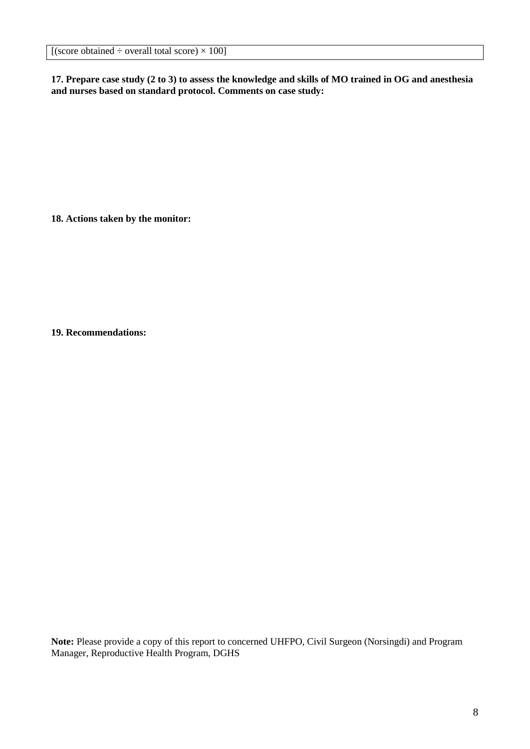| |
|---|
| [(score obtained ÷ overall total score) × 100] |

**17. Prepare case study (2 to 3) to assess the knowledge and skills of MO trained in OG and anesthesia and nurses based on standard protocol. Comments on case study:**

**18. Actions taken by the monitor:**

**19. Recommendations:**

**Note:** Please provide a copy of this report to concerned UHFPO, Civil Surgeon (Norsingdi) and Program Manager, Reproductive Health Program, DGHS